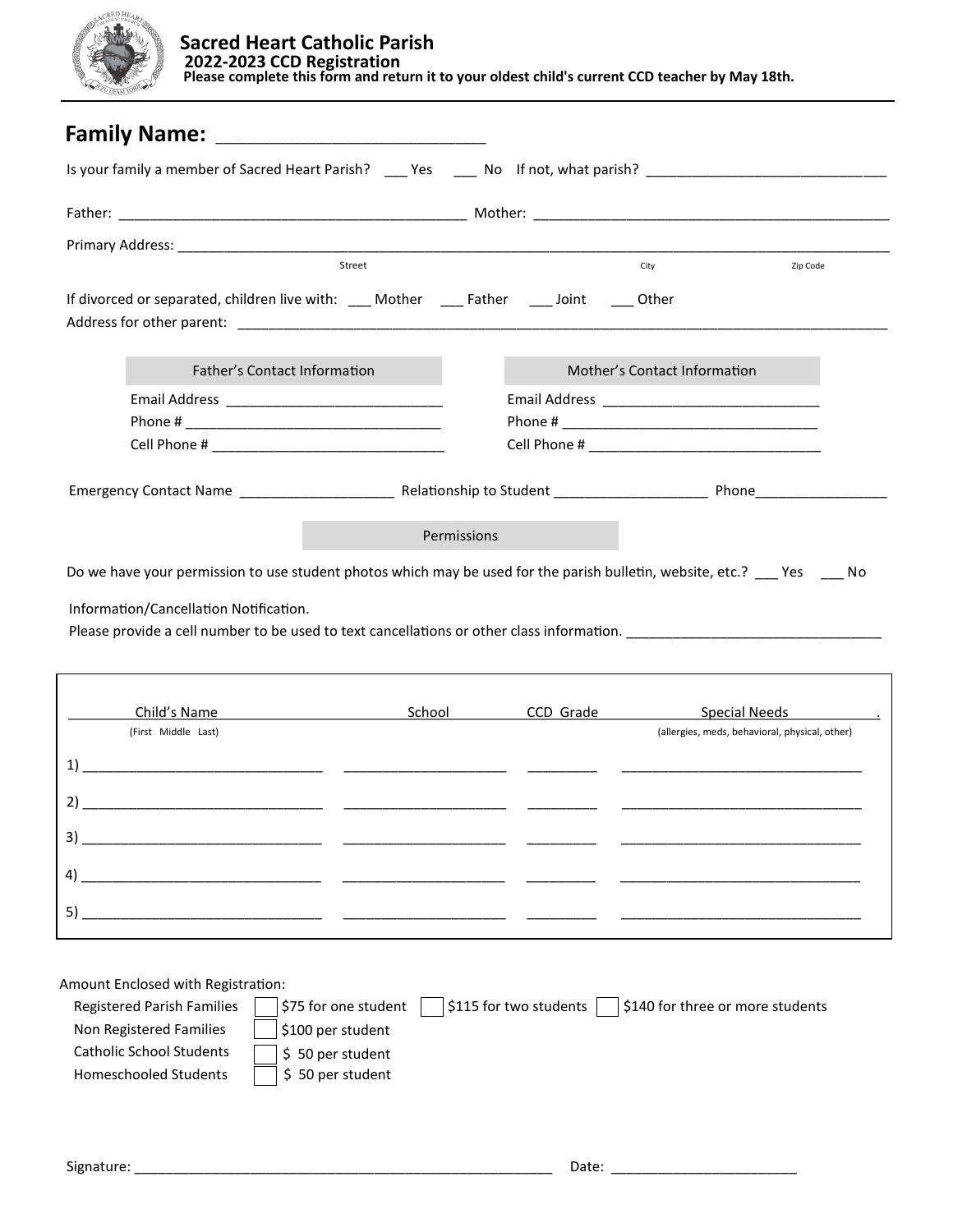# Sacred Heart Catholic Parish

**2022-2023 CCD Registration**

**Please complete this form and return it to your oldest child's current CCD teacher by May 18th.**

---

## Family Name: ____________________________

Is your family a member of Sacred Heart Parish? ___ Yes ___ No If not, what parish? ______________________________

Father: ____________________________________________ Mother: ______________________________________________

Primary Address: ______________________________________________________________________________________

Street City Zip Code

If divorced or separated, children live with: ___ Mother ___ Father ___ Joint ___ Other

Address for other parent: _______________________________________________________________________________

| Father's Contact Information | Mother's Contact Information |
|---|---|
| Email Address ___________________________ | Email Address ___________________________ |
| Phone # _________________________________ | Phone # _________________________________ |
| Cell Phone # _____________________________ | Cell Phone # _____________________________ |

Emergency Contact Name ___________________ Relationship to Student ___________________ Phone_________________

### Permissions

Do we have your permission to use student photos which may be used for the parish bulletin, website, etc.? ___ Yes ___ No

Information/Cancellation Notification.

Please provide a cell number to be used to text cancellations or other class information. ________________________________

| | Child's Name (First Middle Last) | School | CCD Grade | Special Needs (allergies, meds, behavioral, physical, other) |
|---|---|---|---|---|
| 1) | | | | |
| 2) | | | | |
| 3) | | | | |
| 4) | | | | |
| 5) | | | | |

Amount Enclosed with Registration:

- Registered Parish Families ☐ $75 for one student ☐ $115 for two students ☐ $140 for three or more students
- Non Registered Families ☐ $100 per student
- Catholic School Students ☐ $ 50 per student
- Homeschooled Students ☐ $ 50 per student

Signature: _____________________________________________________ Date: ________________________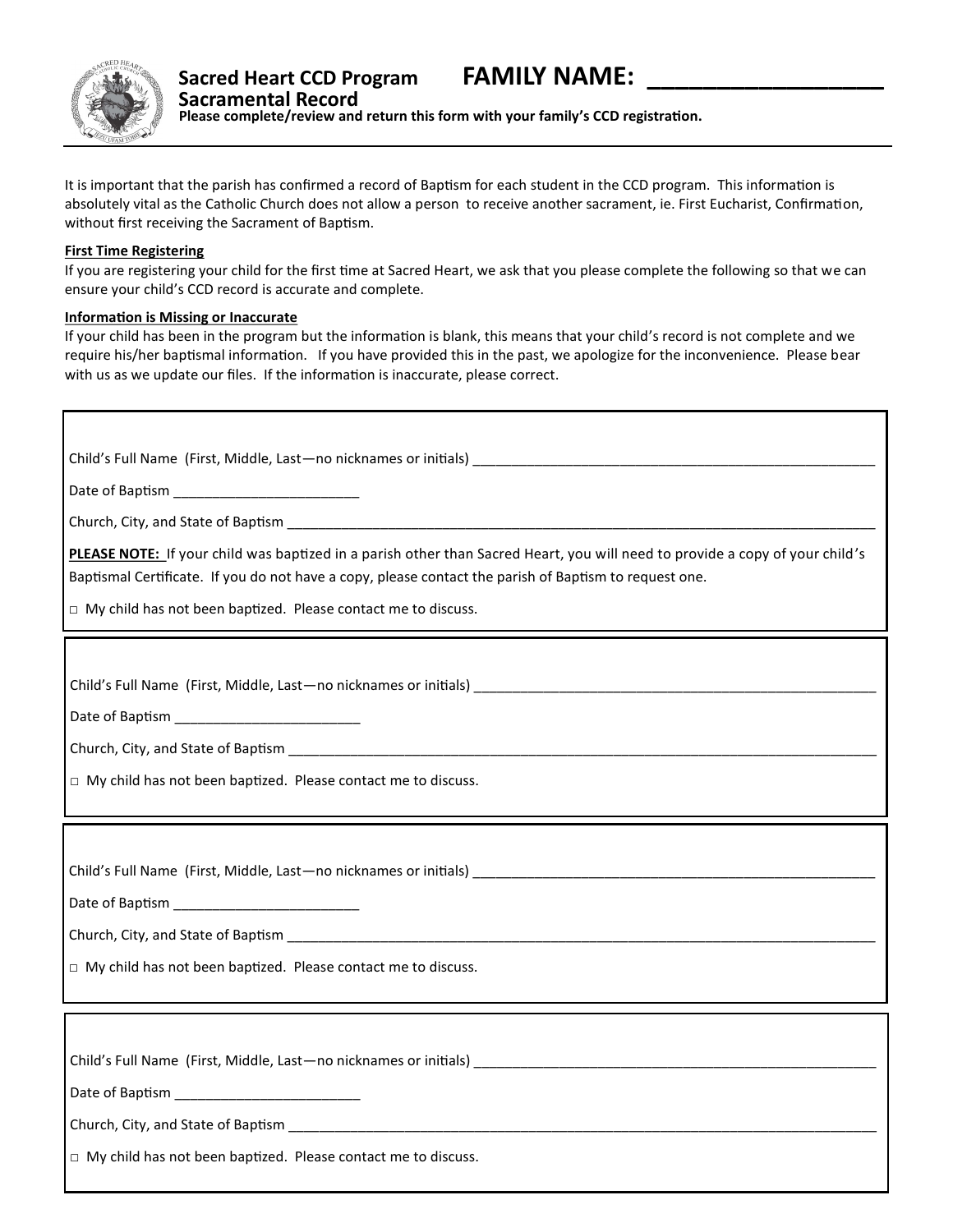# Sacred Heart CCD Program Sacramental Record

## FAMILY NAME: _________________

**Please complete/review and return this form with your family's CCD registration.**

It is important that the parish has confirmed a record of Baptism for each student in the CCD program. This information is absolutely vital as the Catholic Church does not allow a person to receive another sacrament, ie. First Eucharist, Confirmation, without first receiving the Sacrament of Baptism.

**First Time Registering**

If you are registering your child for the first time at Sacred Heart, we ask that you please complete the following so that we can ensure your child's CCD record is accurate and complete.

**Information is Missing or Inaccurate**

If your child has been in the program but the information is blank, this means that your child's record is not complete and we require his/her baptismal information. If you have provided this in the past, we apologize for the inconvenience. Please bear with us as we update our files. If the information is inaccurate, please correct.

---

Child's Full Name (First, Middle, Last—no nicknames or initials) ______________________________________________________

Date of Baptism ________________________

Church, City, and State of Baptism ______________________________________________________________________________

**PLEASE NOTE:** If your child was baptized in a parish other than Sacred Heart, you will need to provide a copy of your child's Baptismal Certificate. If you do not have a copy, please contact the parish of Baptism to request one.

□ My child has not been baptized. Please contact me to discuss.

---

Child's Full Name (First, Middle, Last—no nicknames or initials) ______________________________________________________

Date of Baptism ________________________

Church, City, and State of Baptism ______________________________________________________________________________

□ My child has not been baptized. Please contact me to discuss.

---

Child's Full Name (First, Middle, Last—no nicknames or initials) ______________________________________________________

Date of Baptism ________________________

Church, City, and State of Baptism ______________________________________________________________________________

□ My child has not been baptized. Please contact me to discuss.

---

Child's Full Name (First, Middle, Last—no nicknames or initials) ______________________________________________________

Date of Baptism ________________________

Church, City, and State of Baptism ______________________________________________________________________________

□ My child has not been baptized. Please contact me to discuss.